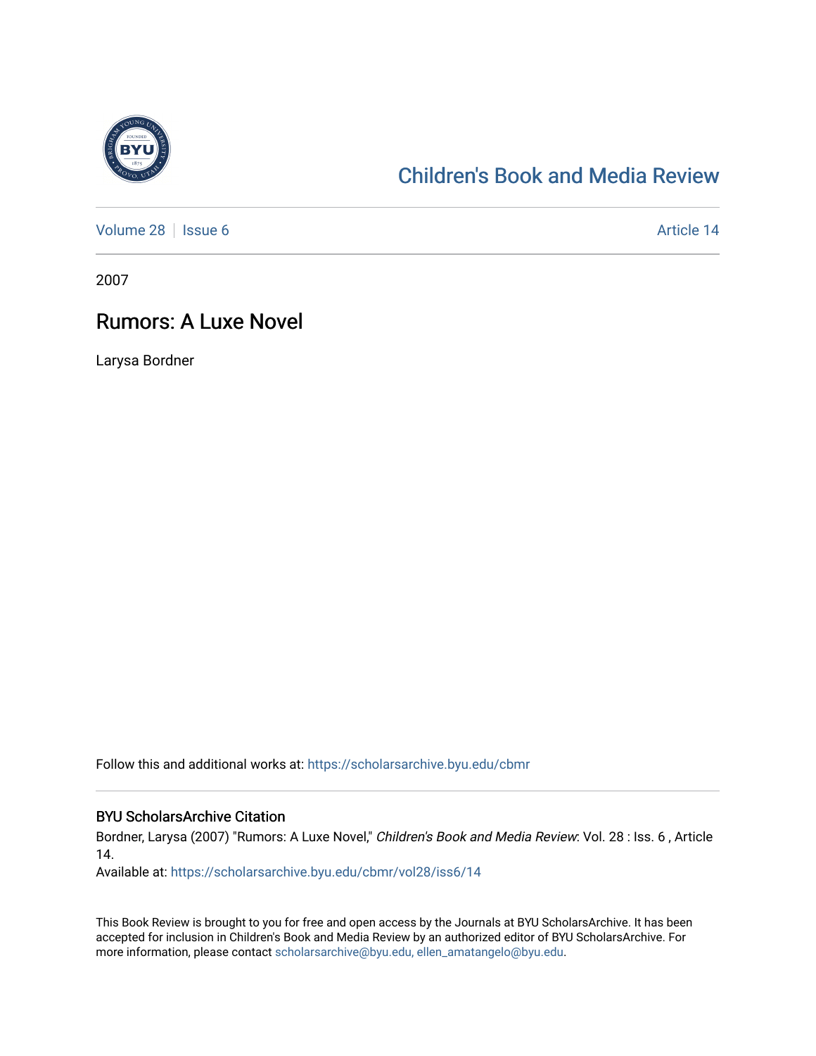# Children's Book and Media Review

Volume 28 | Issue 6 Article 14

2007

## Rumors: A Luxe Novel

Larysa Bordner

Follow this and additional works at: https://scholarsarchive.byu.edu/cbmr

### BYU ScholarsArchive Citation

Bordner, Larysa (2007) "Rumors: A Luxe Novel," *Children's Book and Media Review*: Vol. 28 : Iss. 6 , Article 14.

Available at: https://scholarsarchive.byu.edu/cbmr/vol28/iss6/14

This Book Review is brought to you for free and open access by the Journals at BYU ScholarsArchive. It has been accepted for inclusion in Children's Book and Media Review by an authorized editor of BYU ScholarsArchive. For more information, please contact scholarsarchive@byu.edu, ellen_amatangelo@byu.edu.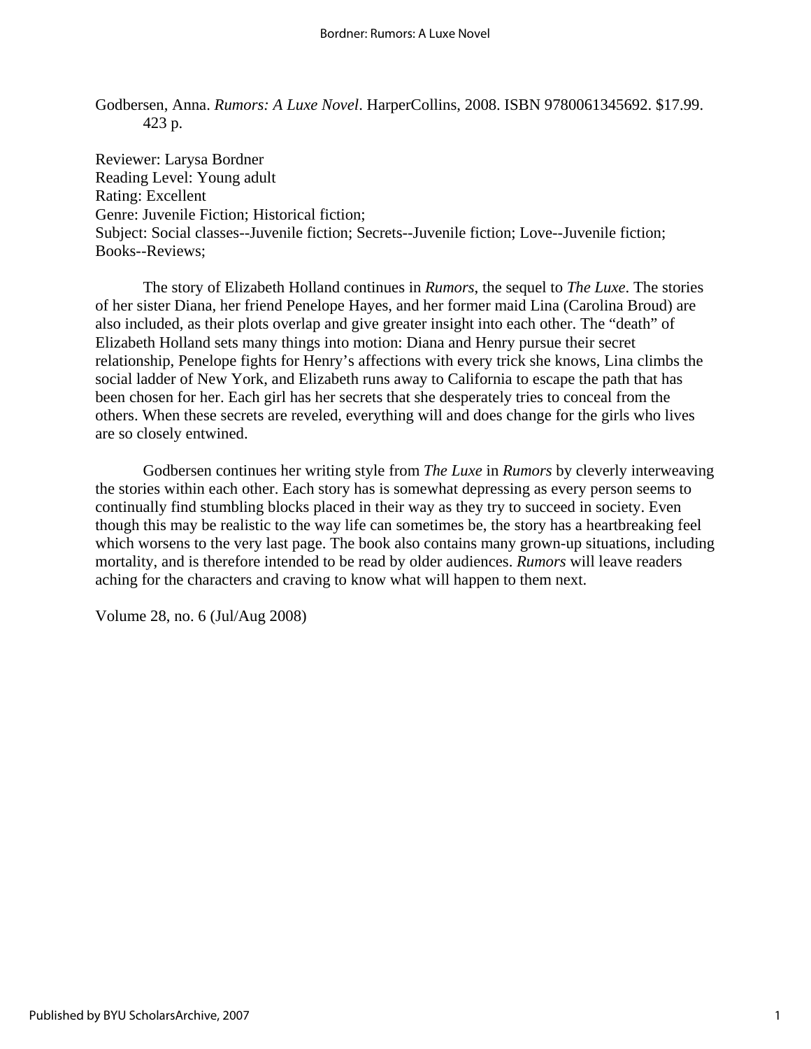Godbersen, Anna. *Rumors: A Luxe Novel*. HarperCollins, 2008. ISBN 9780061345692. $17.99. 423 p.

Reviewer: Larysa Bordner
Reading Level: Young adult
Rating: Excellent
Genre: Juvenile Fiction; Historical fiction;
Subject: Social classes--Juvenile fiction; Secrets--Juvenile fiction; Love--Juvenile fiction; Books--Reviews;

The story of Elizabeth Holland continues in *Rumors*, the sequel to *The Luxe*. The stories of her sister Diana, her friend Penelope Hayes, and her former maid Lina (Carolina Broud) are also included, as their plots overlap and give greater insight into each other. The "death" of Elizabeth Holland sets many things into motion: Diana and Henry pursue their secret relationship, Penelope fights for Henry's affections with every trick she knows, Lina climbs the social ladder of New York, and Elizabeth runs away to California to escape the path that has been chosen for her. Each girl has her secrets that she desperately tries to conceal from the others. When these secrets are reveled, everything will and does change for the girls who lives are so closely entwined.

Godbersen continues her writing style from *The Luxe* in *Rumors* by cleverly interweaving the stories within each other. Each story has is somewhat depressing as every person seems to continually find stumbling blocks placed in their way as they try to succeed in society. Even though this may be realistic to the way life can sometimes be, the story has a heartbreaking feel which worsens to the very last page. The book also contains many grown-up situations, including mortality, and is therefore intended to be read by older audiences. *Rumors* will leave readers aching for the characters and craving to know what will happen to them next.

Volume 28, no. 6 (Jul/Aug 2008)